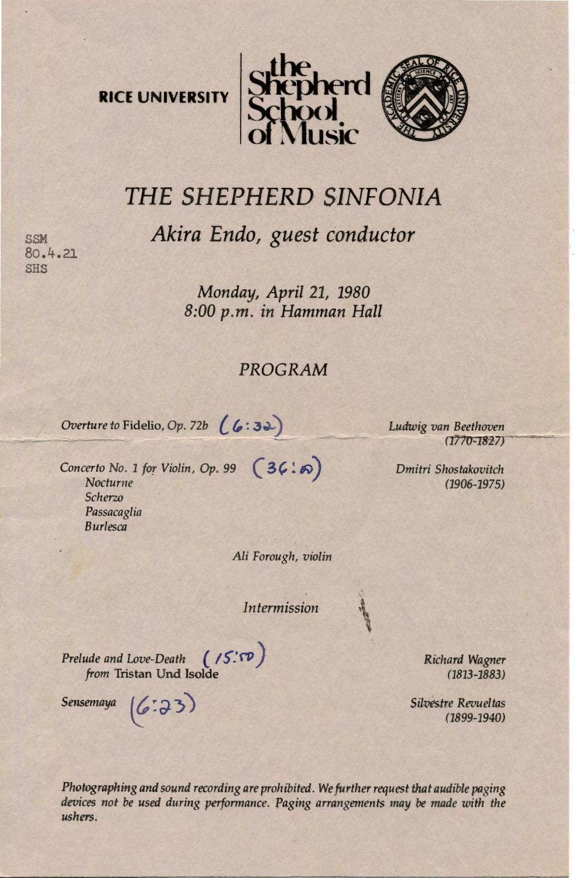RICE UNIVERSITY | the Shepherd School of Music

# THE SHEPHERD SINFONIA

## *Akira Endo, guest conductor*

SSM
80.4.21
SHS

*Monday, April 21, 1980*
*8:00 p.m. in Hamman Hall*

### *PROGRAM*

*Overture to* Fidelio, *Op. 72b* (6:32) — *Ludwig van Beethoven (1770-1827)*

*Concerto No. 1 for Violin, Op. 99* (36:50) — *Dmitri Shostakovitch (1906-1975)*
- *Nocturne*
- *Scherzo*
- *Passacaglia*
- *Burlesca*

*Ali Forough, violin*

*Intermission*

*Prelude and Love-Death* (15:50) *from* Tristan Und Isolde — *Richard Wagner (1813-1883)*

*Sensemaya* (6:23) — *Silvestre Revueltas (1899-1940)*

*Photographing and sound recording are prohibited. We further request that audible paging devices not be used during performance. Paging arrangements may be made with the ushers.*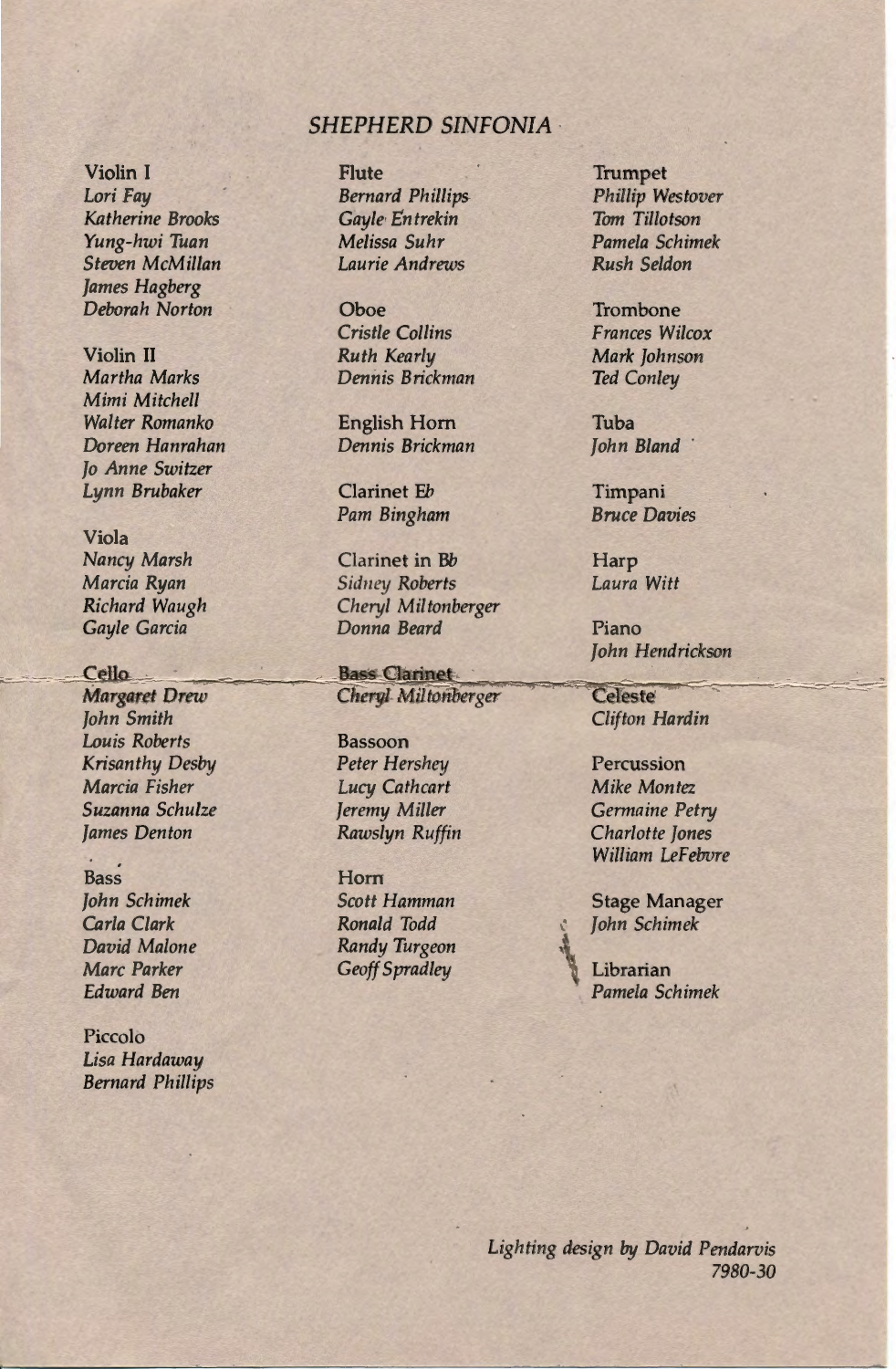## *SHEPHERD SINFONIA*

**Violin I**
*Lori Fay*
*Katherine Brooks*
*Yung-hwi Tuan*
*Steven McMillan*
*James Hagberg*
*Deborah Norton*

**Violin II**
*Martha Marks*
*Mimi Mitchell*
*Walter Romanko*
*Doreen Hanrahan*
*Jo Anne Switzer*
*Lynn Brubaker*

**Viola**
*Nancy Marsh*
*Marcia Ryan*
*Richard Waugh*
*Gayle Garcia*

**Cello**
*Margaret Drew*
*John Smith*
*Louis Roberts*
*Krisanthy Desby*
*Marcia Fisher*
*Suzanna Schulze*
*James Denton*

**Bass**
*John Schimek*
*Carla Clark*
*David Malone*
*Marc Parker*
*Edward Ben*

**Piccolo**
*Lisa Hardaway*
*Bernard Phillips*

**Flute**
*Bernard Phillips*
*Gayle Entrekin*
*Melissa Suhr*
*Laurie Andrews*

**Oboe**
*Cristle Collins*
*Ruth Kearly*
*Dennis Brickman*

**English Horn**
*Dennis Brickman*

**Clarinet Eb**
*Pam Bingham*

**Clarinet in Bb**
*Sidney Roberts*
*Cheryl Miltonberger*
*Donna Beard*

**Bass Clarinet**
*Cheryl Miltonberger*

**Bassoon**
*Peter Hershey*
*Lucy Cathcart*
*Jeremy Miller*
*Rawslyn Ruffin*

**Horn**
*Scott Hamman*
*Ronald Todd*
*Randy Turgeon*
*Geoff Spradley*

**Trumpet**
*Phillip Westover*
*Tom Tillotson*
*Pamela Schimek*
*Rush Seldon*

**Trombone**
*Frances Wilcox*
*Mark Johnson*
*Ted Conley*

**Tuba**
*John Bland*

**Timpani**
*Bruce Davies*

**Harp**
*Laura Witt*

**Piano**
*John Hendrickson*

**Celeste**
*Clifton Hardin*

**Percussion**
*Mike Montez*
*Germaine Petry*
*Charlotte Jones*
*William LeFebvre*

**Stage Manager**
*John Schimek*

**Librarian**
*Pamela Schimek*

*Lighting design by David Pendarvis*
*7980-30*